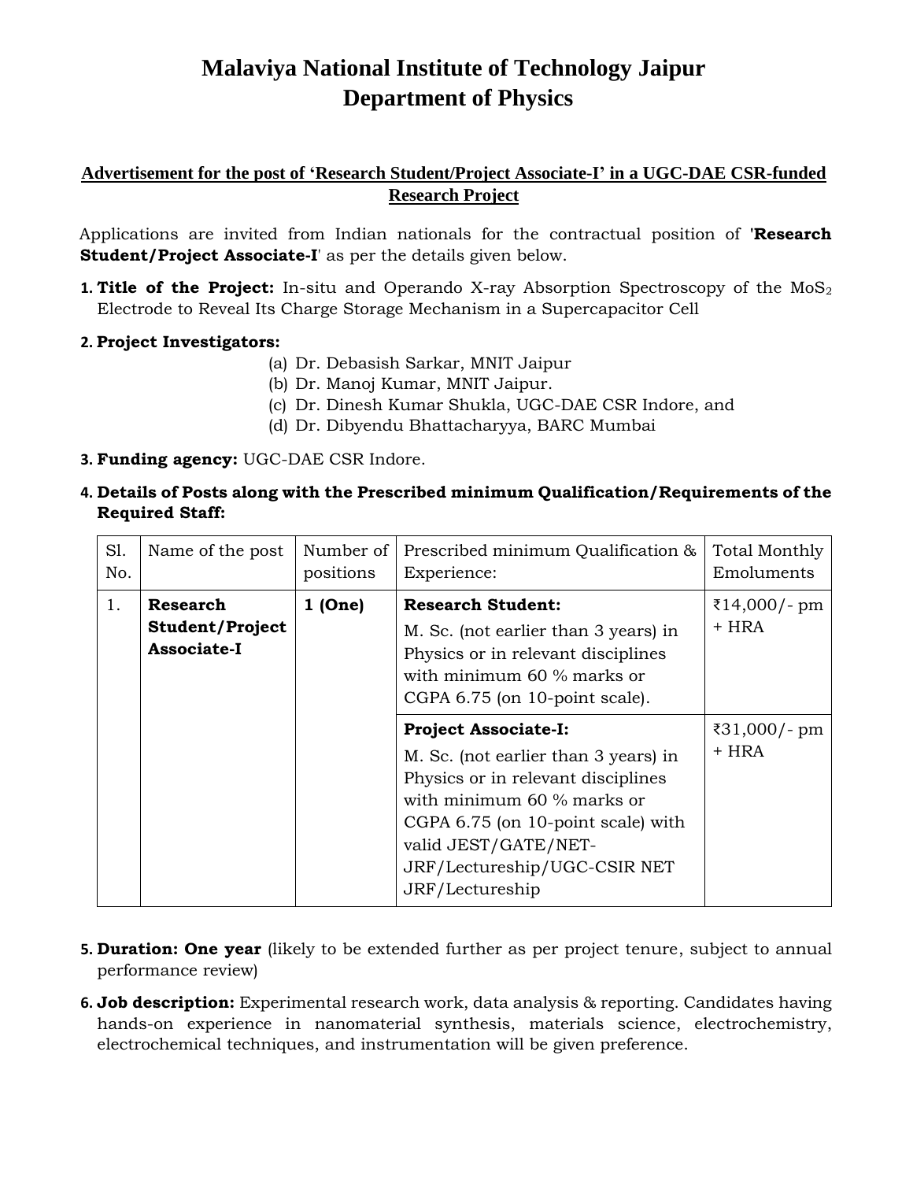# Malaviya National Institute of Technology Jaipur
# Department of Physics

## Advertisement for the post of 'Research Student/Project Associate-I' in a UGC-DAE CSR-funded Research Project

Applications are invited from Indian nationals for the contractual position of '**Research Student/Project Associate-I**' as per the details given below.

1. **Title of the Project:** In-situ and Operando X-ray Absorption Spectroscopy of the $MoS_2$ Electrode to Reveal Its Charge Storage Mechanism in a Supercapacitor Cell

2. **Project Investigators:**
   - (a) Dr. Debasish Sarkar, MNIT Jaipur
   - (b) Dr. Manoj Kumar, MNIT Jaipur.
   - (c) Dr. Dinesh Kumar Shukla, UGC-DAE CSR Indore, and
   - (d) Dr. Dibyendu Bhattacharyya, BARC Mumbai

3. **Funding agency:** UGC-DAE CSR Indore.

4. **Details of Posts along with the Prescribed minimum Qualification/Requirements of the Required Staff:**

| Sl. No. | Name of the post | Number of positions | Prescribed minimum Qualification & Experience: | Total Monthly Emoluments |
|---|---|---|---|---|
| 1. | **Research Student/Project Associate-I** | **1 (One)** | **Research Student:** M. Sc. (not earlier than 3 years) in Physics or in relevant disciplines with minimum 60 % marks or CGPA 6.75 (on 10-point scale). | ₹14,000/- pm + HRA |
| | | | **Project Associate-I:** M. Sc. (not earlier than 3 years) in Physics or in relevant disciplines with minimum 60 % marks or CGPA 6.75 (on 10-point scale) with valid JEST/GATE/NET-JRF/Lectureship/UGC-CSIR NET JRF/Lectureship | ₹31,000/- pm + HRA |

5. **Duration: One year** (likely to be extended further as per project tenure, subject to annual performance review)

6. **Job description:** Experimental research work, data analysis & reporting. Candidates having hands-on experience in nanomaterial synthesis, materials science, electrochemistry, electrochemical techniques, and instrumentation will be given preference.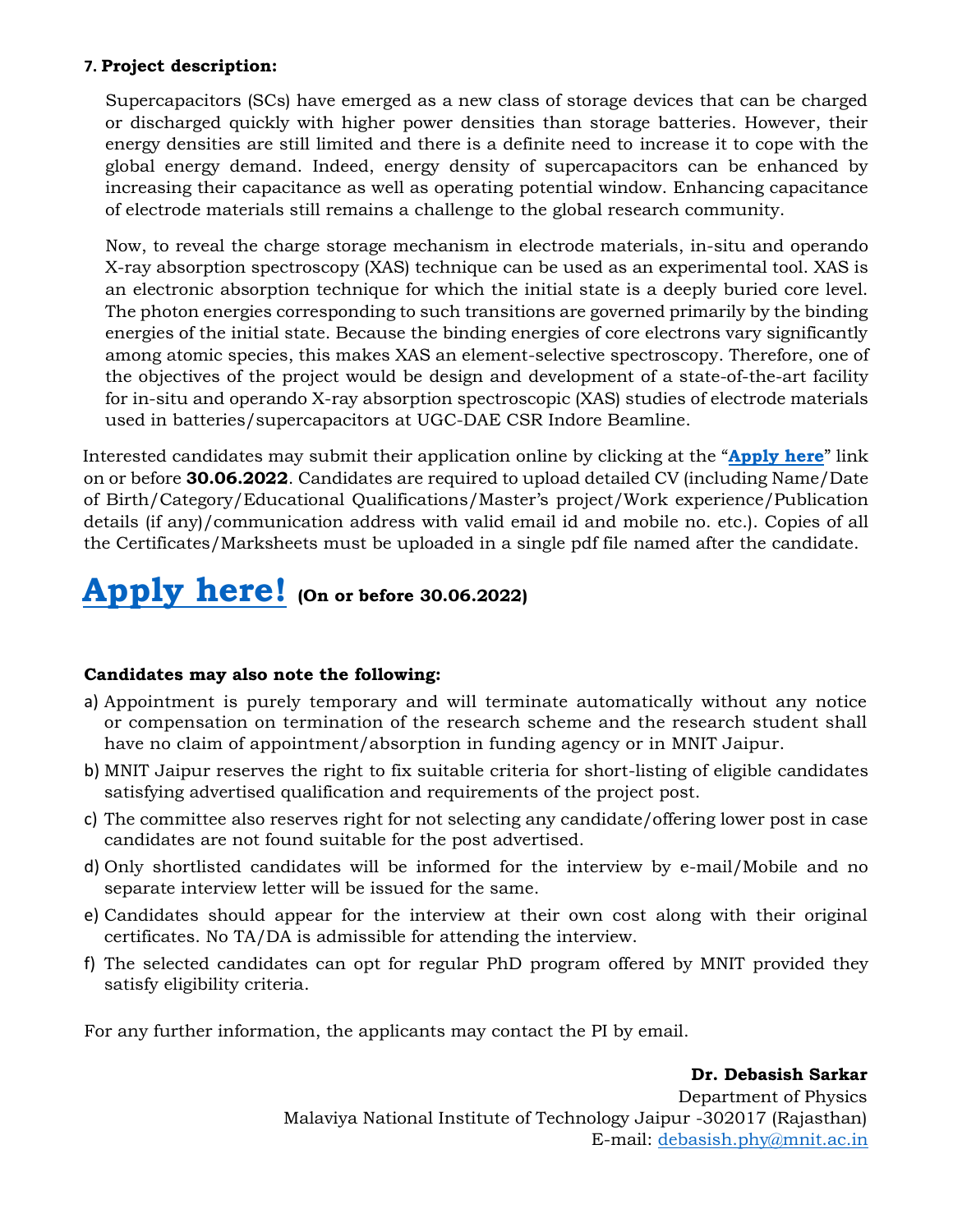**7. Project description:**

Supercapacitors (SCs) have emerged as a new class of storage devices that can be charged or discharged quickly with higher power densities than storage batteries. However, their energy densities are still limited and there is a definite need to increase it to cope with the global energy demand. Indeed, energy density of supercapacitors can be enhanced by increasing their capacitance as well as operating potential window. Enhancing capacitance of electrode materials still remains a challenge to the global research community.

Now, to reveal the charge storage mechanism in electrode materials, in-situ and operando X-ray absorption spectroscopy (XAS) technique can be used as an experimental tool. XAS is an electronic absorption technique for which the initial state is a deeply buried core level. The photon energies corresponding to such transitions are governed primarily by the binding energies of the initial state. Because the binding energies of core electrons vary significantly among atomic species, this makes XAS an element-selective spectroscopy. Therefore, one of the objectives of the project would be design and development of a state-of-the-art facility for in-situ and operando X-ray absorption spectroscopic (XAS) studies of electrode materials used in batteries/supercapacitors at UGC-DAE CSR Indore Beamline.

Interested candidates may submit their application online by clicking at the "**Apply here**" link on or before **30.06.2022**. Candidates are required to upload detailed CV (including Name/Date of Birth/Category/Educational Qualifications/Master's project/Work experience/Publication details (if any)/communication address with valid email id and mobile no. etc.). Copies of all the Certificates/Marksheets must be uploaded in a single pdf file named after the candidate.

# Apply here! **(On or before 30.06.2022)**

**Candidates may also note the following:**

a) Appointment is purely temporary and will terminate automatically without any notice or compensation on termination of the research scheme and the research student shall have no claim of appointment/absorption in funding agency or in MNIT Jaipur.

b) MNIT Jaipur reserves the right to fix suitable criteria for short-listing of eligible candidates satisfying advertised qualification and requirements of the project post.

c) The committee also reserves right for not selecting any candidate/offering lower post in case candidates are not found suitable for the post advertised.

d) Only shortlisted candidates will be informed for the interview by e-mail/Mobile and no separate interview letter will be issued for the same.

e) Candidates should appear for the interview at their own cost along with their original certificates. No TA/DA is admissible for attending the interview.

f) The selected candidates can opt for regular PhD program offered by MNIT provided they satisfy eligibility criteria.

For any further information, the applicants may contact the PI by email.

**Dr. Debasish Sarkar**
Department of Physics
Malaviya National Institute of Technology Jaipur -302017 (Rajasthan)
E-mail: debasish.phy@mnit.ac.in